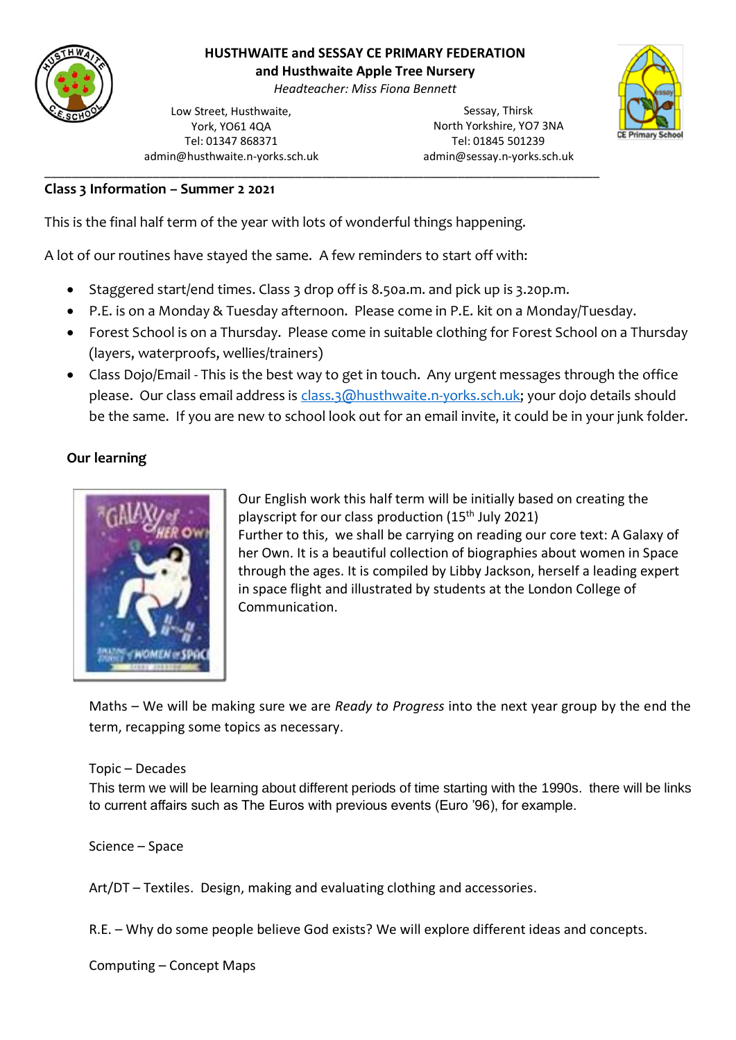# HUSTHWAITE and SESSAY CE PRIMARY FEDERATION
## and Husthwaite Apple Tree Nursery

*Headteacher: Miss Fiona Bennett*

Low Street, Husthwaite,
York, YO61 4QA
Tel: 01347 868371
admin@husthwaite.n-yorks.sch.uk

Sessay, Thirsk
North Yorkshire, YO7 3NA
Tel: 01845 501239
admin@sessay.n-yorks.sch.uk

---

**Class 3 Information – Summer 2 2021**

This is the final half term of the year with lots of wonderful things happening.

A lot of our routines have stayed the same. A few reminders to start off with:

- Staggered start/end times. Class 3 drop off is 8.50a.m. and pick up is 3.20p.m.
- P.E. is on a Monday & Tuesday afternoon. Please come in P.E. kit on a Monday/Tuesday.
- Forest School is on a Thursday. Please come in suitable clothing for Forest School on a Thursday (layers, waterproofs, wellies/trainers)
- Class Dojo/Email - This is the best way to get in touch. Any urgent messages through the office please. Our class email address is class.3@husthwaite.n-yorks.sch.uk; your dojo details should be the same. If you are new to school look out for an email invite, it could be in your junk folder.

**Our learning**

Our English work this half term will be initially based on creating the playscript for our class production (15th July 2021)
Further to this, we shall be carrying on reading our core text: A Galaxy of her Own. It is a beautiful collection of biographies about women in Space through the ages. It is compiled by Libby Jackson, herself a leading expert in space flight and illustrated by students at the London College of Communication.

Maths – We will be making sure we are *Ready to Progress* into the next year group by the end the term, recapping some topics as necessary.

Topic – Decades
This term we will be learning about different periods of time starting with the 1990s. there will be links to current affairs such as The Euros with previous events (Euro '96), for example.

Science – Space

Art/DT – Textiles. Design, making and evaluating clothing and accessories.

R.E. – Why do some people believe God exists? We will explore different ideas and concepts.

Computing – Concept Maps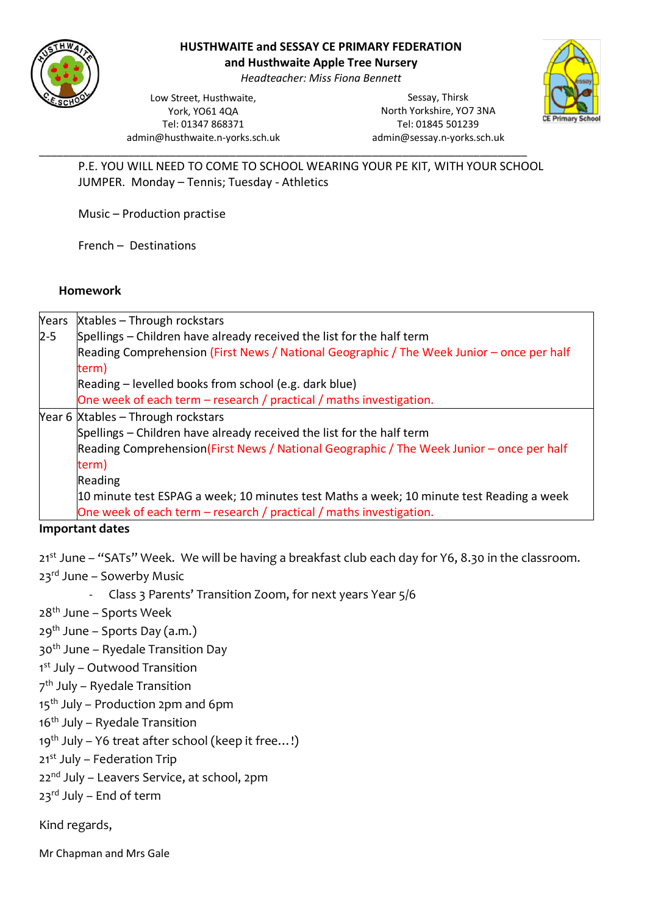**HUSTHWAITE and SESSAY CE PRIMARY FEDERATION**
**and Husthwaite Apple Tree Nursery**
*Headteacher: Miss Fiona Bennett*

Low Street, Husthwaite,
York, YO61 4QA
Tel: 01347 868371
admin@husthwaite.n-yorks.sch.uk

Sessay, Thirsk
North Yorkshire, YO7 3NA
Tel: 01845 501239
admin@sessay.n-yorks.sch.uk

---

P.E. YOU WILL NEED TO COME TO SCHOOL WEARING YOUR PE KIT, WITH YOUR SCHOOL JUMPER. Monday – Tennis; Tuesday - Athletics

Music – Production practise

French – Destinations

**Homework**

| | |
|---|---|
| Years 2-5 | Xtables – Through rockstars<br>Spellings – Children have already received the list for the half term<br>Reading Comprehension (First News / National Geographic / The Week Junior – once per half term)<br>Reading – levelled books from school (e.g. dark blue)<br>One week of each term – research / practical / maths investigation. |
| Year 6 | Xtables – Through rockstars<br>Spellings – Children have already received the list for the half term<br>Reading Comprehension(First News / National Geographic / The Week Junior – once per half term)<br>Reading<br>10 minute test ESPAG a week; 10 minutes test Maths a week; 10 minute test Reading a week<br>One week of each term – research / practical / maths investigation. |

**Important dates**

21st June – "SATs" Week. We will be having a breakfast club each day for Y6, 8.30 in the classroom.
23rd June – Sowerby Music
- Class 3 Parents' Transition Zoom, for next years Year 5/6

28th June – Sports Week
29th June – Sports Day (a.m.)
30th June – Ryedale Transition Day
1st July – Outwood Transition
7th July – Ryedale Transition
15th July – Production 2pm and 6pm
16th July – Ryedale Transition
19th July – Y6 treat after school (keep it free…!)
21st July – Federation Trip
22nd July – Leavers Service, at school, 2pm
23rd July – End of term

Kind regards,

Mr Chapman and Mrs Gale